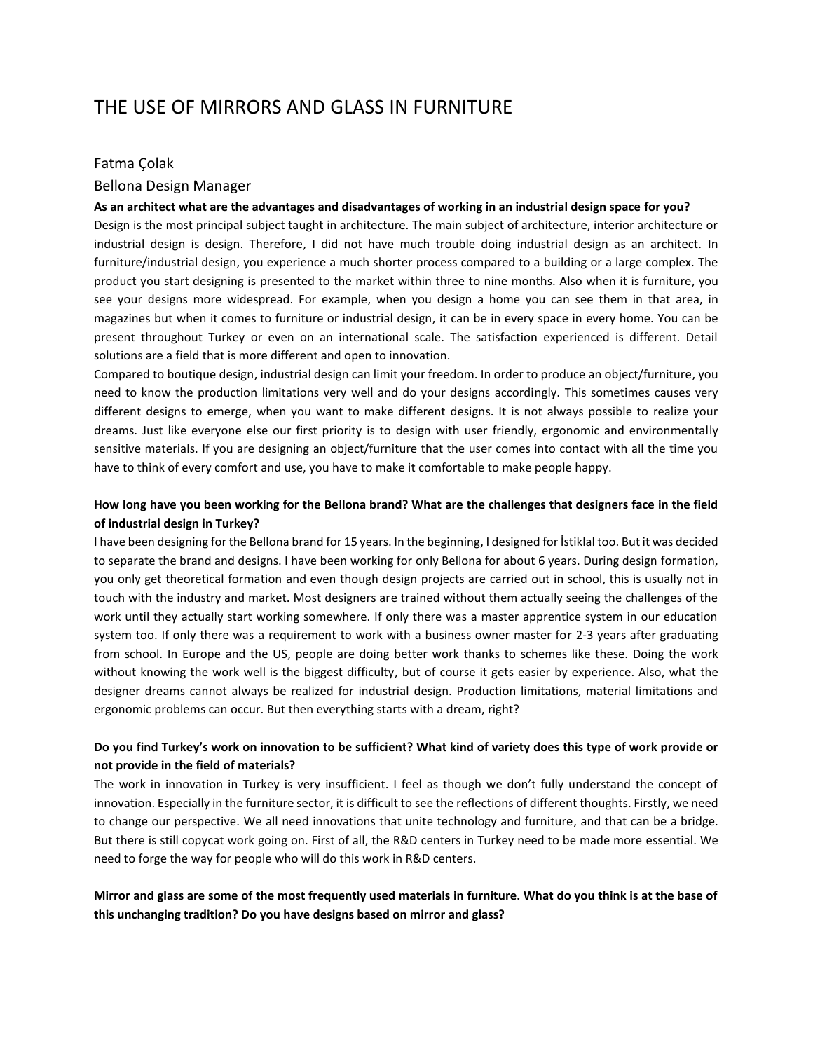# THE USE OF MIRRORS AND GLASS IN FURNITURE

## Fatma Çolak

### Bellona Design Manager

**As an architect what are the advantages and disadvantages of working in an industrial design space for you?**

Design is the most principal subject taught in architecture. The main subject of architecture, interior architecture or industrial design is design. Therefore, I did not have much trouble doing industrial design as an architect. In furniture/industrial design, you experience a much shorter process compared to a building or a large complex. The product you start designing is presented to the market within three to nine months. Also when it is furniture, you see your designs more widespread. For example, when you design a home you can see them in that area, in magazines but when it comes to furniture or industrial design, it can be in every space in every home. You can be present throughout Turkey or even on an international scale. The satisfaction experienced is different. Detail solutions are a field that is more different and open to innovation.

Compared to boutique design, industrial design can limit your freedom. In order to produce an object/furniture, you need to know the production limitations very well and do your designs accordingly. This sometimes causes very different designs to emerge, when you want to make different designs. It is not always possible to realize your dreams. Just like everyone else our first priority is to design with user friendly, ergonomic and environmentally sensitive materials. If you are designing an object/furniture that the user comes into contact with all the time you have to think of every comfort and use, you have to make it comfortable to make people happy.

**How long have you been working for the Bellona brand? What are the challenges that designers face in the field of industrial design in Turkey?**

I have been designing for the Bellona brand for 15 years. In the beginning, I designed for İstiklal too. But it was decided to separate the brand and designs. I have been working for only Bellona for about 6 years. During design formation, you only get theoretical formation and even though design projects are carried out in school, this is usually not in touch with the industry and market. Most designers are trained without them actually seeing the challenges of the work until they actually start working somewhere. If only there was a master apprentice system in our education system too. If only there was a requirement to work with a business owner master for 2-3 years after graduating from school. In Europe and the US, people are doing better work thanks to schemes like these. Doing the work without knowing the work well is the biggest difficulty, but of course it gets easier by experience. Also, what the designer dreams cannot always be realized for industrial design. Production limitations, material limitations and ergonomic problems can occur. But then everything starts with a dream, right?

**Do you find Turkey's work on innovation to be sufficient? What kind of variety does this type of work provide or not provide in the field of materials?**

The work in innovation in Turkey is very insufficient. I feel as though we don't fully understand the concept of innovation. Especially in the furniture sector, it is difficult to see the reflections of different thoughts. Firstly, we need to change our perspective. We all need innovations that unite technology and furniture, and that can be a bridge. But there is still copycat work going on. First of all, the R&D centers in Turkey need to be made more essential. We need to forge the way for people who will do this work in R&D centers.

**Mirror and glass are some of the most frequently used materials in furniture. What do you think is at the base of this unchanging tradition? Do you have designs based on mirror and glass?**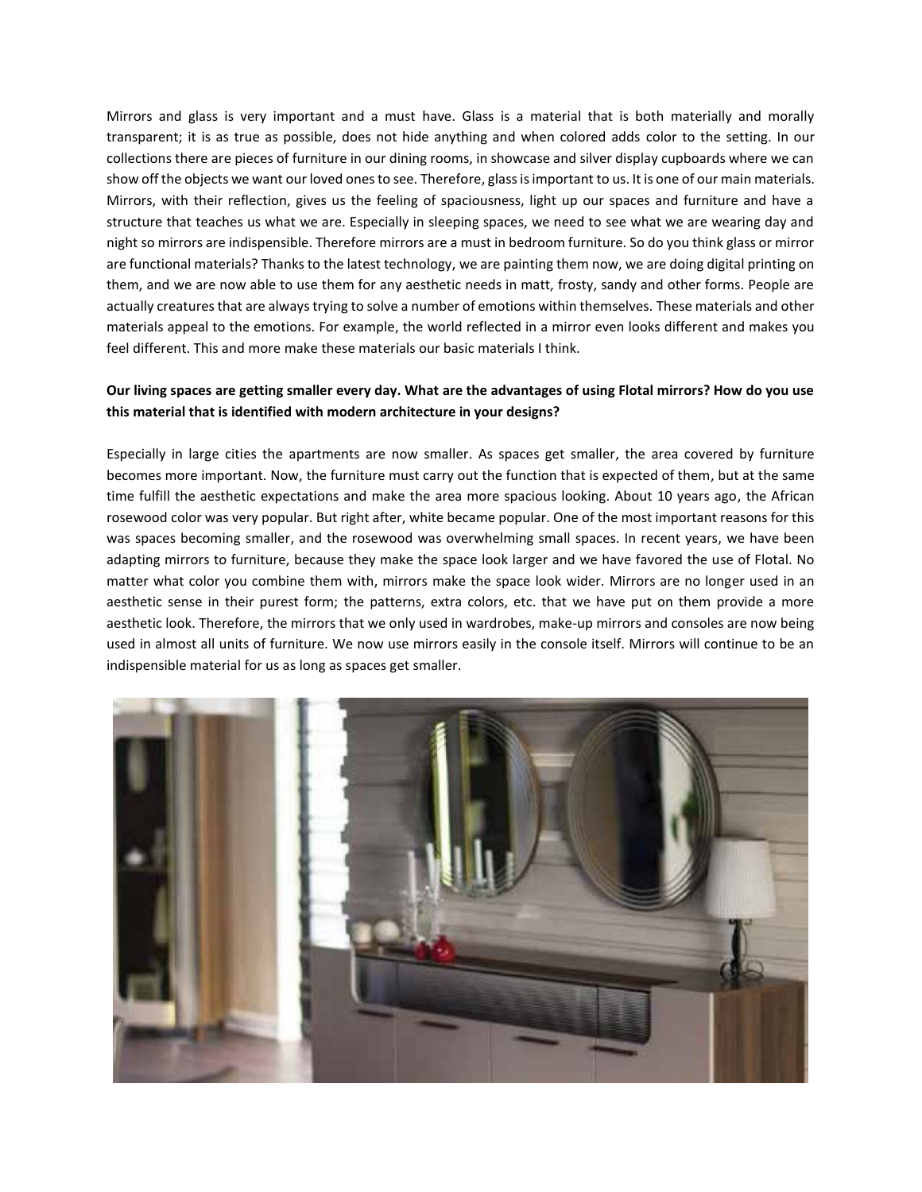Mirrors and glass is very important and a must have. Glass is a material that is both materially and morally transparent; it is as true as possible, does not hide anything and when colored adds color to the setting. In our collections there are pieces of furniture in our dining rooms, in showcase and silver display cupboards where we can show off the objects we want our loved ones to see. Therefore, glass is important to us. It is one of our main materials. Mirrors, with their reflection, gives us the feeling of spaciousness, light up our spaces and furniture and have a structure that teaches us what we are. Especially in sleeping spaces, we need to see what we are wearing day and night so mirrors are indispensible. Therefore mirrors are a must in bedroom furniture. So do you think glass or mirror are functional materials? Thanks to the latest technology, we are painting them now, we are doing digital printing on them, and we are now able to use them for any aesthetic needs in matt, frosty, sandy and other forms. People are actually creatures that are always trying to solve a number of emotions within themselves. These materials and other materials appeal to the emotions. For example, the world reflected in a mirror even looks different and makes you feel different. This and more make these materials our basic materials I think.

**Our living spaces are getting smaller every day. What are the advantages of using Flotal mirrors? How do you use this material that is identified with modern architecture in your designs?**

Especially in large cities the apartments are now smaller. As spaces get smaller, the area covered by furniture becomes more important. Now, the furniture must carry out the function that is expected of them, but at the same time fulfill the aesthetic expectations and make the area more spacious looking. About 10 years ago, the African rosewood color was very popular. But right after, white became popular. One of the most important reasons for this was spaces becoming smaller, and the rosewood was overwhelming small spaces. In recent years, we have been adapting mirrors to furniture, because they make the space look larger and we have favored the use of Flotal. No matter what color you combine them with, mirrors make the space look wider. Mirrors are no longer used in an aesthetic sense in their purest form; the patterns, extra colors, etc. that we have put on them provide a more aesthetic look. Therefore, the mirrors that we only used in wardrobes, make-up mirrors and consoles are now being used in almost all units of furniture. We now use mirrors easily in the console itself. Mirrors will continue to be an indispensible material for us as long as spaces get smaller.